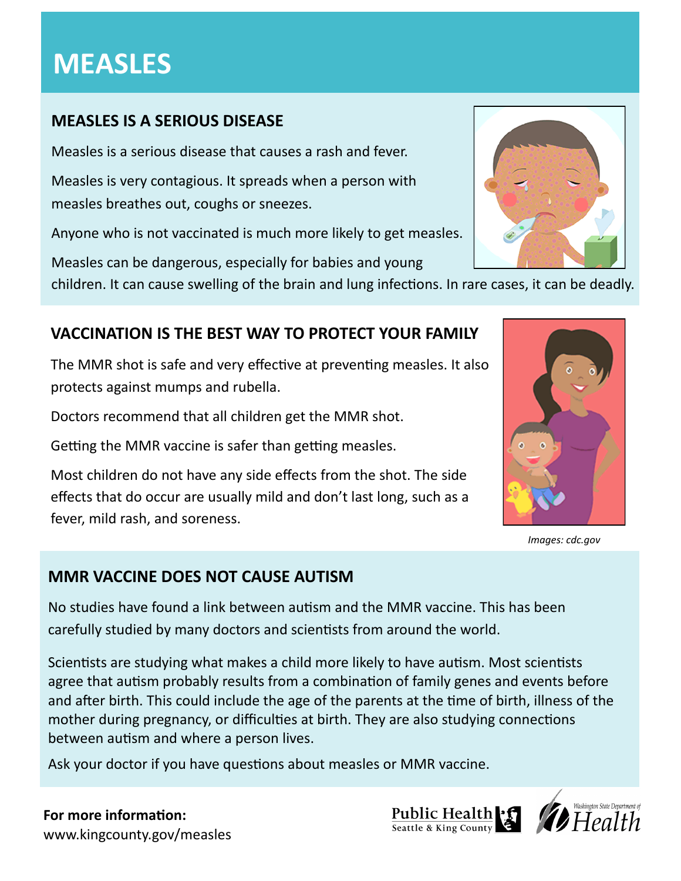# MEASLES

## MEASLES IS A SERIOUS DISEASE

Measles is a serious disease that causes a rash and fever.

Measles is very contagious. It spreads when a person with measles breathes out, coughs or sneezes.

Anyone who is not vaccinated is much more likely to get measles.

Measles can be dangerous, especially for babies and young children. It can cause swelling of the brain and lung infections. In rare cases, it can be deadly.

## VACCINATION IS THE BEST WAY TO PROTECT YOUR FAMILY

The MMR shot is safe and very effective at preventing measles. It also protects against mumps and rubella.

Doctors recommend that all children get the MMR shot.

Getting the MMR vaccine is safer than getting measles.

Most children do not have any side effects from the shot. The side effects that do occur are usually mild and don't last long, such as a fever, mild rash, and soreness.

*Images: cdc.gov*

## MMR VACCINE DOES NOT CAUSE AUTISM

No studies have found a link between autism and the MMR vaccine. This has been carefully studied by many doctors and scientists from around the world.

Scientists are studying what makes a child more likely to have autism. Most scientists agree that autism probably results from a combination of family genes and events before and after birth. This could include the age of the parents at the time of birth, illness of the mother during pregnancy, or difficulties at birth. They are also studying connections between autism and where a person lives.

Ask your doctor if you have questions about measles or MMR vaccine.

**For more information:**
www.kingcounty.gov/measles

Public Health Seattle & King County

Washington State Department of Health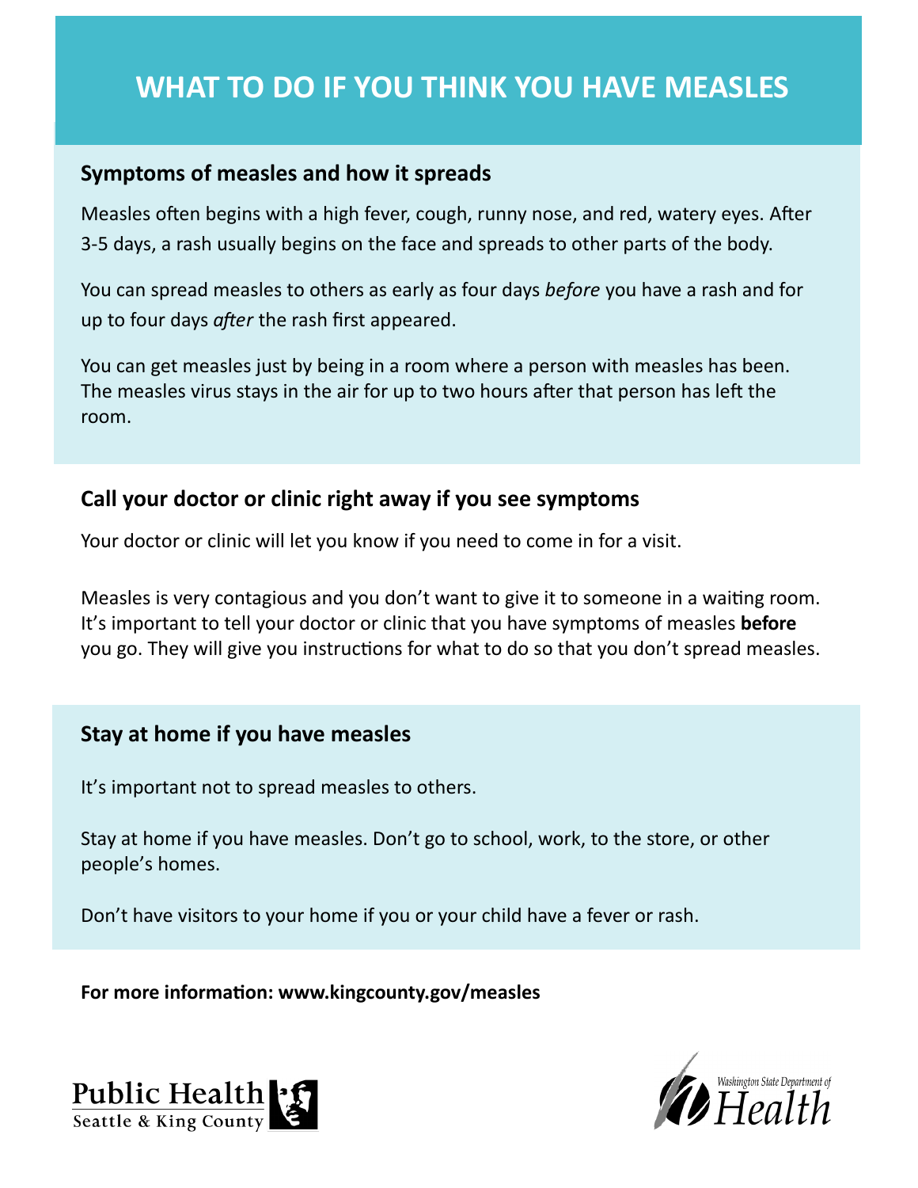# WHAT TO DO IF YOU THINK YOU HAVE MEASLES

## Symptoms of measles and how it spreads

Measles often begins with a high fever, cough, runny nose, and red, watery eyes. After 3-5 days, a rash usually begins on the face and spreads to other parts of the body.

You can spread measles to others as early as four days *before* you have a rash and for up to four days *after* the rash first appeared.

You can get measles just by being in a room where a person with measles has been. The measles virus stays in the air for up to two hours after that person has left the room.

## Call your doctor or clinic right away if you see symptoms

Your doctor or clinic will let you know if you need to come in for a visit.

Measles is very contagious and you don't want to give it to someone in a waiting room. It's important to tell your doctor or clinic that you have symptoms of measles **before** you go. They will give you instructions for what to do so that you don't spread measles.

## Stay at home if you have measles

It's important not to spread measles to others.

Stay at home if you have measles. Don't go to school, work, to the store, or other people's homes.

Don't have visitors to your home if you or your child have a fever or rash.

**For more information: www.kingcounty.gov/measles**

Public Health
Seattle & King County

Washington State Department of Health